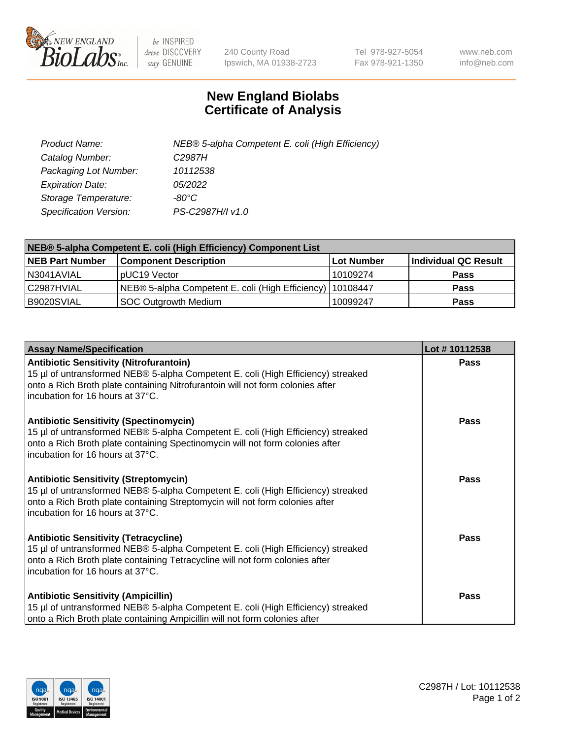New England BioLabs Inc. — be INSPIRED drive DISCOVERY stay GENUINE

240 County Road
Ipswich, MA 01938-2723

Tel 978-927-5054
Fax 978-921-1350

www.neb.com
info@neb.com

# New England Biolabs
# Certificate of Analysis

| | |
|---|---|
| *Product Name:* | *NEB® 5-alpha Competent E. coli (High Efficiency)* |
| *Catalog Number:* | *C2987H* |
| *Packaging Lot Number:* | *10112538* |
| *Expiration Date:* | *05/2022* |
| *Storage Temperature:* | *-80°C* |
| *Specification Version:* | *PS-C2987H/I v1.0* |

| **NEB® 5-alpha Competent E. coli (High Efficiency) Component List** | | | |
|---|---|---|---|
| **NEB Part Number** | **Component Description** | **Lot Number** | **Individual QC Result** |
| N3041AVIAL | pUC19 Vector | 10109274 | **Pass** |
| C2987HVIAL | NEB® 5-alpha Competent E. coli (High Efficiency) | 10108447 | **Pass** |
| B9020SVIAL | SOC Outgrowth Medium | 10099247 | **Pass** |

| **Assay Name/Specification** | **Lot # 10112538** |
|---|---|
| **Antibiotic Sensitivity (Nitrofurantoin)**<br>15 µl of untransformed NEB® 5-alpha Competent E. coli (High Efficiency) streaked onto a Rich Broth plate containing Nitrofurantoin will not form colonies after incubation for 16 hours at 37°C. | **Pass** |
| **Antibiotic Sensitivity (Spectinomycin)**<br>15 µl of untransformed NEB® 5-alpha Competent E. coli (High Efficiency) streaked onto a Rich Broth plate containing Spectinomycin will not form colonies after incubation for 16 hours at 37°C. | **Pass** |
| **Antibiotic Sensitivity (Streptomycin)**<br>15 µl of untransformed NEB® 5-alpha Competent E. coli (High Efficiency) streaked onto a Rich Broth plate containing Streptomycin will not form colonies after incubation for 16 hours at 37°C. | **Pass** |
| **Antibiotic Sensitivity (Tetracycline)**<br>15 µl of untransformed NEB® 5-alpha Competent E. coli (High Efficiency) streaked onto a Rich Broth plate containing Tetracycline will not form colonies after incubation for 16 hours at 37°C. | **Pass** |
| **Antibiotic Sensitivity (Ampicillin)**<br>15 µl of untransformed NEB® 5-alpha Competent E. coli (High Efficiency) streaked onto a Rich Broth plate containing Ampicillin will not form colonies after | **Pass** |

C2987H / Lot: 10112538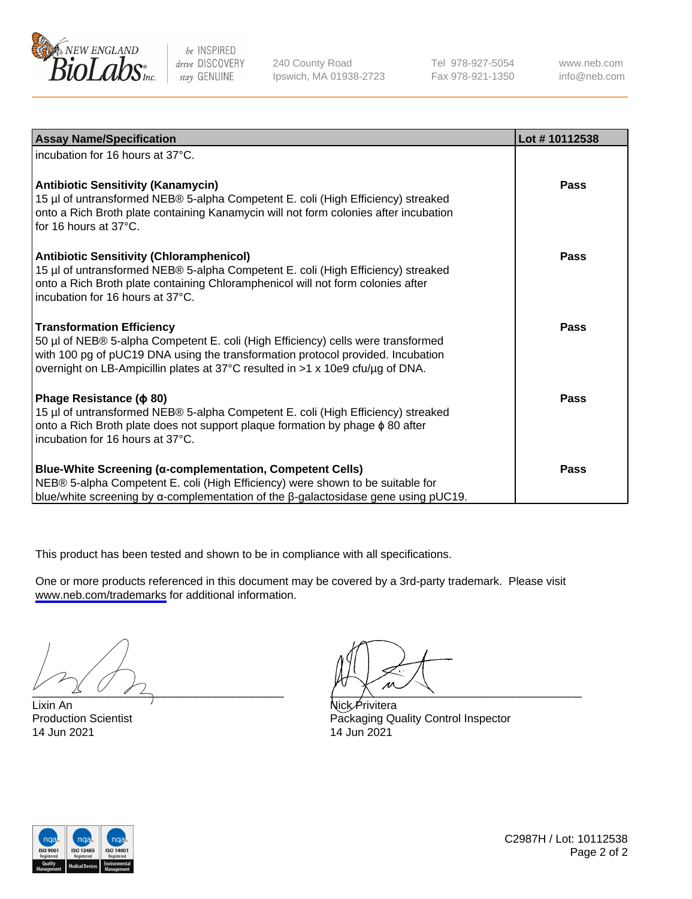| Assay Name/Specification | Lot # 10112538 |
|---|---|
| incubation for 16 hours at 37°C. | |
| **Antibiotic Sensitivity (Kanamycin)** 15 µl of untransformed NEB® 5-alpha Competent E. coli (High Efficiency) streaked onto a Rich Broth plate containing Kanamycin will not form colonies after incubation for 16 hours at 37°C. | Pass |
| **Antibiotic Sensitivity (Chloramphenicol)** 15 µl of untransformed NEB® 5-alpha Competent E. coli (High Efficiency) streaked onto a Rich Broth plate containing Chloramphenicol will not form colonies after incubation for 16 hours at 37°C. | Pass |
| **Transformation Efficiency** 50 µl of NEB® 5-alpha Competent E. coli (High Efficiency) cells were transformed with 100 pg of pUC19 DNA using the transformation protocol provided. Incubation overnight on LB-Ampicillin plates at 37°C resulted in >1 x 10e9 cfu/µg of DNA. | Pass |
| **Phage Resistance (ϕ 80)** 15 µl of untransformed NEB® 5-alpha Competent E. coli (High Efficiency) streaked onto a Rich Broth plate does not support plaque formation by phage ϕ 80 after incubation for 16 hours at 37°C. | Pass |
| **Blue-White Screening (α-complementation, Competent Cells)** NEB® 5-alpha Competent E. coli (High Efficiency) were shown to be suitable for blue/white screening by α-complementation of the β-galactosidase gene using pUC19. | Pass |

This product has been tested and shown to be in compliance with all specifications.

One or more products referenced in this document may be covered by a 3rd-party trademark. Please visit www.neb.com/trademarks for additional information.

Lixin An
Production Scientist
14 Jun 2021

Nick Privitera
Packaging Quality Control Inspector
14 Jun 2021

C2987H / Lot: 10112538